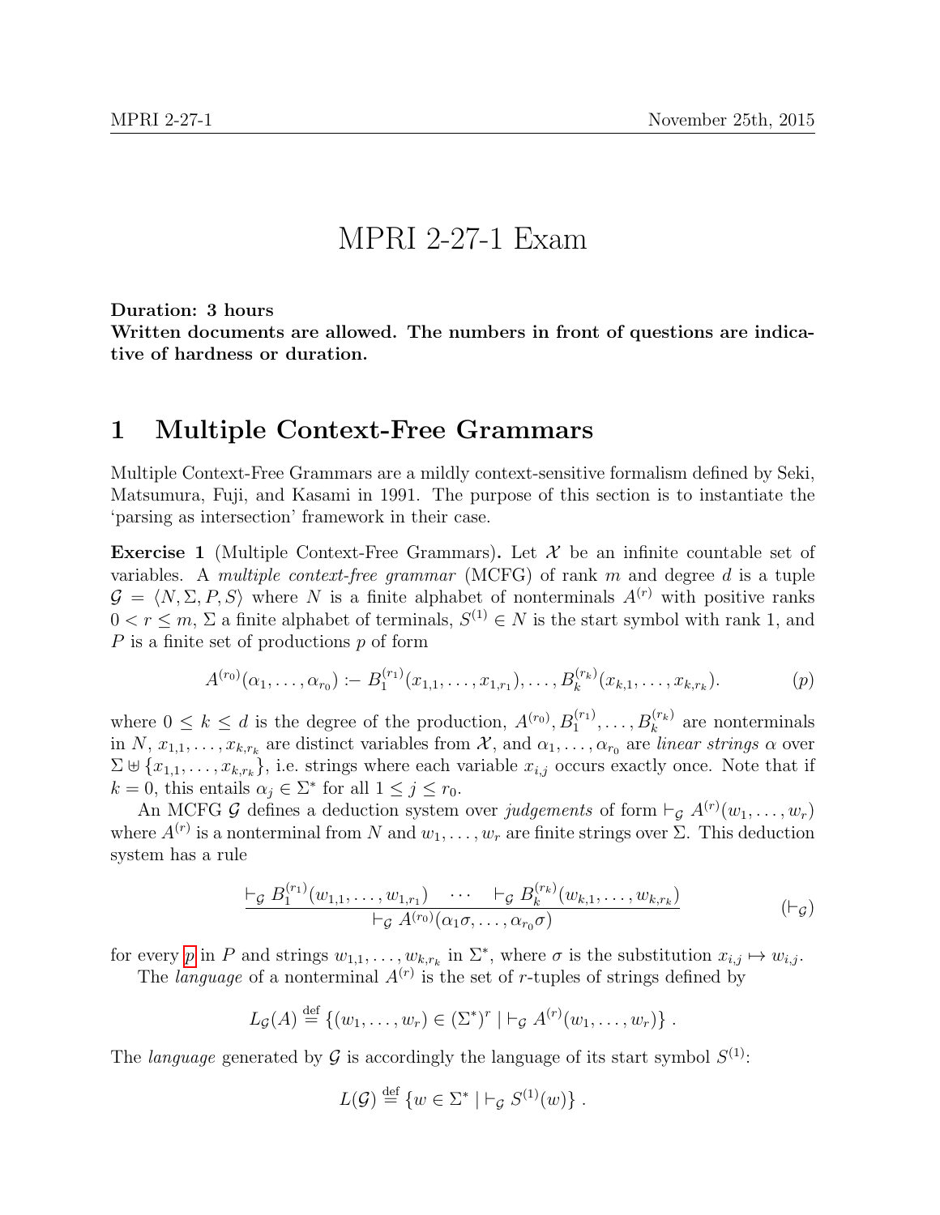# MPRI 2-27-1 Exam

**Duration: 3 hours**
**Written documents are allowed. The numbers in front of questions are indicative of hardness or duration.**

## 1 Multiple Context-Free Grammars

Multiple Context-Free Grammars are a mildly context-sensitive formalism defined by Seki, Matsumura, Fuji, and Kasami in 1991. The purpose of this section is to instantiate the 'parsing as intersection' framework in their case.

**Exercise 1** (Multiple Context-Free Grammars)**.** Let $\mathcal{X}$ be an infinite countable set of variables. A *multiple context-free grammar* (MCFG) of rank $m$ and degree $d$ is a tuple $\mathcal{G} = \langle N, \Sigma, P, S \rangle$ where $N$ is a finite alphabet of nonterminals $A^{(r)}$ with positive ranks $0 < r \leq m$, $\Sigma$ a finite alphabet of terminals, $S^{(1)} \in N$ is the start symbol with rank 1, and $P$ is a finite set of productions $p$ of form

$$A^{(r_0)}(\alpha_1, \ldots, \alpha_{r_0}) :- B_1^{(r_1)}(x_{1,1}, \ldots, x_{1,r_1}), \ldots, B_k^{(r_k)}(x_{k,1}, \ldots, x_{k,r_k}). \tag{$p$}$$

where $0 \leq k \leq d$ is the degree of the production, $A^{(r_0)}, B_1^{(r_1)}, \ldots, B_k^{(r_k)}$ are nonterminals in $N$, $x_{1,1}, \ldots, x_{k,r_k}$ are distinct variables from $\mathcal{X}$, and $\alpha_1, \ldots, \alpha_{r_0}$ are *linear strings* $\alpha$ over $\Sigma \uplus \{x_{1,1}, \ldots, x_{k,r_k}\}$, i.e. strings where each variable $x_{i,j}$ occurs exactly once. Note that if $k = 0$, this entails $\alpha_j \in \Sigma^*$ for all $1 \leq j \leq r_0$.

An MCFG $\mathcal{G}$ defines a deduction system over *judgements* of form $\vdash_\mathcal{G} A^{(r)}(w_1, \ldots, w_r)$ where $A^{(r)}$ is a nonterminal from $N$ and $w_1, \ldots, w_r$ are finite strings over $\Sigma$. This deduction system has a rule

$$\frac{\vdash_\mathcal{G} B_1^{(r_1)}(w_{1,1}, \ldots, w_{1,r_1}) \quad \cdots \quad \vdash_\mathcal{G} B_k^{(r_k)}(w_{k,1}, \ldots, w_{k,r_k})}{\vdash_\mathcal{G} A^{(r_0)}(\alpha_1\sigma, \ldots, \alpha_{r_0}\sigma)} \tag{$\vdash_\mathcal{G}$}$$

for every $p$ in $P$ and strings $w_{1,1}, \ldots, w_{k,r_k}$ in $\Sigma^*$, where $\sigma$ is the substitution $x_{i,j} \mapsto w_{i,j}$.

The *language* of a nonterminal $A^{(r)}$ is the set of $r$-tuples of strings defined by

$$L_\mathcal{G}(A) \stackrel{\text{def}}{=} \{(w_1, \ldots, w_r) \in (\Sigma^*)^r \mid \vdash_\mathcal{G} A^{(r)}(w_1, \ldots, w_r)\} \, .$$

The *language* generated by $\mathcal{G}$ is accordingly the language of its start symbol $S^{(1)}$:

$$L(\mathcal{G}) \stackrel{\text{def}}{=} \{w \in \Sigma^* \mid \vdash_\mathcal{G} S^{(1)}(w)\} \, .$$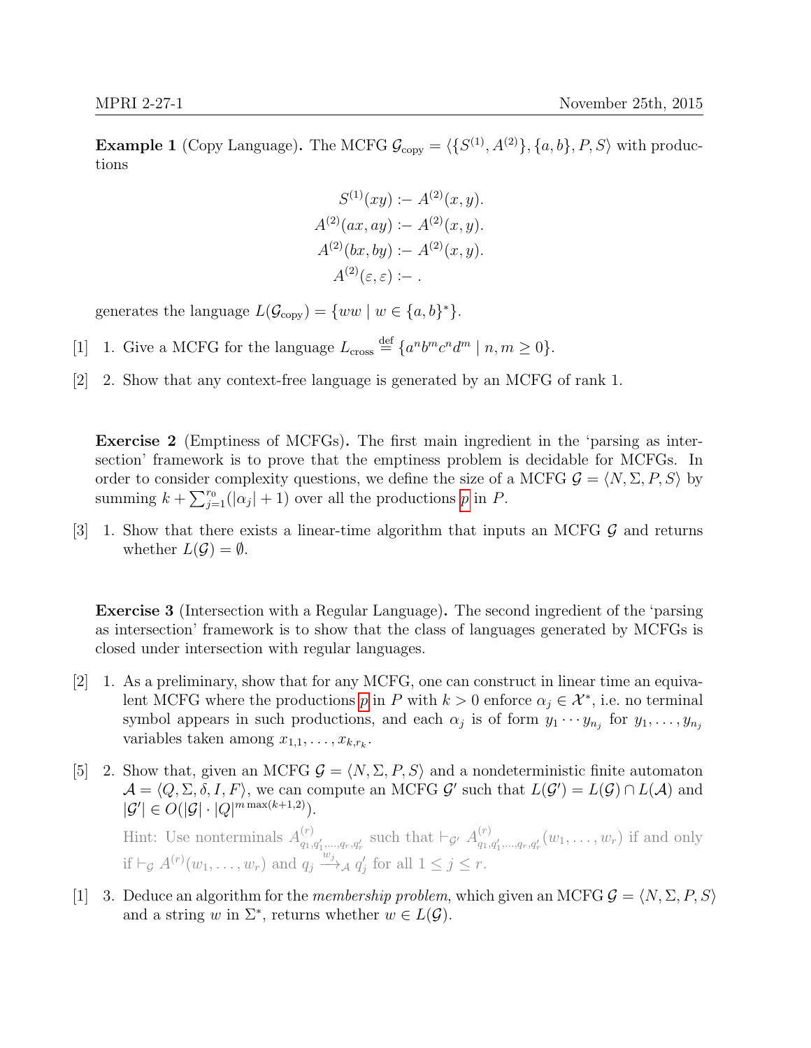**Example 1** (Copy Language)**.** The MCFG $\mathcal{G}_{\text{copy}} = \langle\{S^{(1)}, A^{(2)}\}, \{a, b\}, P, S\rangle$ with productions

$$
\begin{aligned}
S^{(1)}(xy) &:\!-\ A^{(2)}(x, y).\\
A^{(2)}(ax, ay) &:\!-\ A^{(2)}(x, y).\\
A^{(2)}(bx, by) &:\!-\ A^{(2)}(x, y).\\
A^{(2)}(\varepsilon, \varepsilon) &:\!-\ .
\end{aligned}
$$

generates the language $L(\mathcal{G}_{\text{copy}}) = \{ww \mid w \in \{a, b\}^*\}$.

[1] 1. Give a MCFG for the language $L_{\text{cross}} \stackrel{\text{def}}{=} \{a^n b^m c^n d^m \mid n, m \geq 0\}$.

[2] 2. Show that any context-free language is generated by an MCFG of rank 1.

**Exercise 2** (Emptiness of MCFGs)**.** The first main ingredient in the 'parsing as intersection' framework is to prove that the emptiness problem is decidable for MCFGs. In order to consider complexity questions, we define the size of a MCFG $\mathcal{G} = \langle N, \Sigma, P, S\rangle$ by summing $k + \sum_{j=1}^{r_0}(|\alpha_j| + 1)$ over all the productions $p$ in $P$.

[3] 1. Show that there exists a linear-time algorithm that inputs an MCFG $\mathcal{G}$ and returns whether $L(\mathcal{G}) = \emptyset$.

**Exercise 3** (Intersection with a Regular Language)**.** The second ingredient of the 'parsing as intersection' framework is to show that the class of languages generated by MCFGs is closed under intersection with regular languages.

[2] 1. As a preliminary, show that for any MCFG, one can construct in linear time an equivalent MCFG where the productions $p$ in $P$ with $k > 0$ enforce $\alpha_j \in \mathcal{X}^*$, i.e. no terminal symbol appears in such productions, and each $\alpha_j$ is of form $y_1 \cdots y_{n_j}$ for $y_1, \ldots, y_{n_j}$ variables taken among $x_{1,1}, \ldots, x_{k,r_k}$.

[5] 2. Show that, given an MCFG $\mathcal{G} = \langle N, \Sigma, P, S\rangle$ and a nondeterministic finite automaton $\mathcal{A} = \langle Q, \Sigma, \delta, I, F\rangle$, we can compute an MCFG $\mathcal{G}'$ such that $L(\mathcal{G}') = L(\mathcal{G}) \cap L(\mathcal{A})$ and $|\mathcal{G}'| \in O(|\mathcal{G}| \cdot |Q|^{m \max(k+1,2)})$.

   Hint: Use nonterminals $A^{(r)}_{q_1,q'_1,\ldots,q_r,q'_r}$ such that $\vdash_{\mathcal{G}'} A^{(r)}_{q_1,q'_1,\ldots,q_r,q'_r}(w_1, \ldots, w_r)$ if and only if $\vdash_{\mathcal{G}} A^{(r)}(w_1, \ldots, w_r)$ and $q_j \xrightarrow{w_j}_{\mathcal{A}} q'_j$ for all $1 \leq j \leq r$.

[1] 3. Deduce an algorithm for the *membership problem*, which given an MCFG $\mathcal{G} = \langle N, \Sigma, P, S\rangle$ and a string $w$ in $\Sigma^*$, returns whether $w \in L(\mathcal{G})$.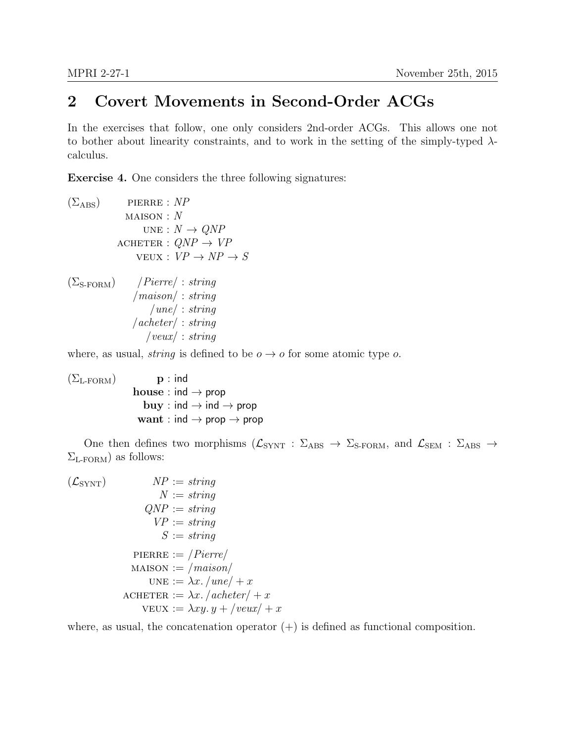## 2 Covert Movements in Second-Order ACGs

In the exercises that follow, one only considers 2nd-order ACGs. This allows one not to bother about linearity constraints, and to work in the setting of the simply-typed $\lambda$-calculus.

**Exercise 4.** One considers the three following signatures:

$$(\Sigma_{\text{ABS}}) \qquad \begin{aligned} \text{PIERRE} &: NP \\ \text{MAISON} &: N \\ \text{UNE} &: N \to QNP \\ \text{ACHETER} &: QNP \to VP \\ \text{VEUX} &: VP \to NP \to S \end{aligned}$$

$$(\Sigma_{\text{S-FORM}}) \qquad \begin{aligned} /Pierre/ &: string \\ /maison/ &: string \\ /une/ &: string \\ /acheter/ &: string \\ /veux/ &: string \end{aligned}$$

where, as usual, *string* is defined to be $o \to o$ for some atomic type $o$.

$$(\Sigma_{\text{L-FORM}}) \qquad \begin{aligned} \mathbf{p} &: \mathsf{ind} \\ \mathbf{house} &: \mathsf{ind} \to \mathsf{prop} \\ \mathbf{buy} &: \mathsf{ind} \to \mathsf{ind} \to \mathsf{prop} \\ \mathbf{want} &: \mathsf{ind} \to \mathsf{prop} \to \mathsf{prop} \end{aligned}$$

One then defines two morphisms ($\mathcal{L}_{\text{SYNT}} : \Sigma_{\text{ABS}} \to \Sigma_{\text{S-FORM}}$, and $\mathcal{L}_{\text{SEM}} : \Sigma_{\text{ABS}} \to \Sigma_{\text{L-FORM}}$) as follows:

$$(\mathcal{L}_{\text{SYNT}}) \qquad \begin{aligned} NP &:= string \\ N &:= string \\ QNP &:= string \\ VP &:= string \\ S &:= string \\ \\ \text{PIERRE} &:= /Pierre/ \\ \text{MAISON} &:= /maison/ \\ \text{UNE} &:= \lambda x.\, /une/ + x \\ \text{ACHETER} &:= \lambda x.\, /acheter/ + x \\ \text{VEUX} &:= \lambda xy.\, y + /veux/ + x \end{aligned}$$

where, as usual, the concatenation operator $(+)$ is defined as functional composition.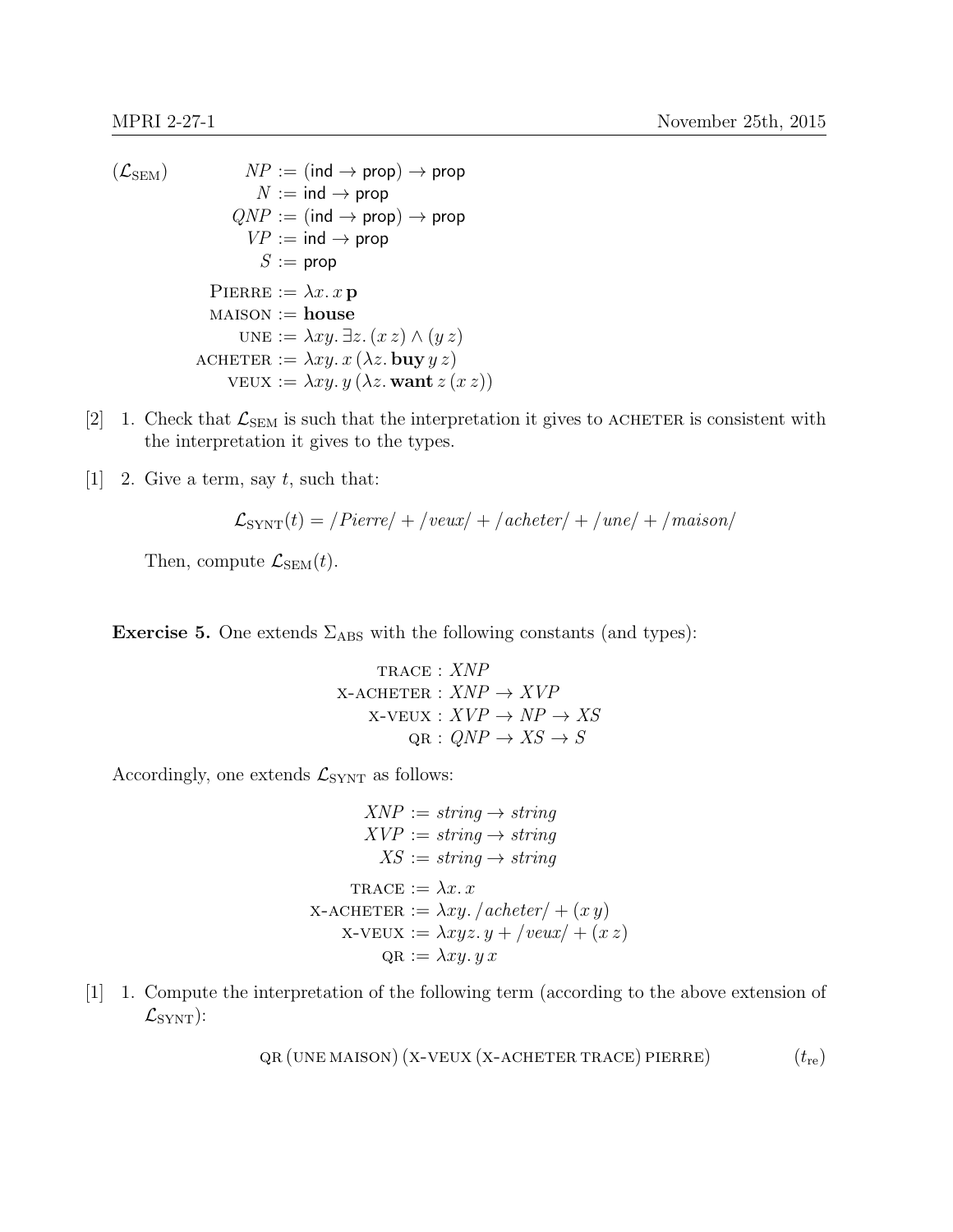$$
(\mathcal{L}_{\text{SEM}}) \qquad
\begin{aligned}
NP &:= (\mathsf{ind} \to \mathsf{prop}) \to \mathsf{prop} \\
N &:= \mathsf{ind} \to \mathsf{prop} \\
QNP &:= (\mathsf{ind} \to \mathsf{prop}) \to \mathsf{prop} \\
VP &:= \mathsf{ind} \to \mathsf{prop} \\
S &:= \mathsf{prop} \\
\textsc{Pierre} &:= \lambda x.\, x\, \mathbf{p} \\
\textsc{maison} &:= \mathbf{house} \\
\textsc{une} &:= \lambda xy.\, \exists z.\, (x\, z) \wedge (y\, z) \\
\textsc{acheter} &:= \lambda xy.\, x\, (\lambda z.\, \mathbf{buy}\, y\, z) \\
\textsc{veux} &:= \lambda xy.\, y\, (\lambda z.\, \mathbf{want}\, z\, (x\, z))
\end{aligned}
$$

[2] 1. Check that $\mathcal{L}_{\text{SEM}}$ is such that the interpretation it gives to ACHETER is consistent with the interpretation it gives to the types.

[1] 2. Give a term, say $t$, such that:

$$\mathcal{L}_{\text{SYNT}}(t) = /Pierre/ + /veux/ + /acheter/ + /une/ + /maison/$$

Then, compute $\mathcal{L}_{\text{SEM}}(t)$.

**Exercise 5.** One extends $\Sigma_{\text{ABS}}$ with the following constants (and types):

$$
\begin{aligned}
\textsc{trace} &: XNP \\
\textsc{x-acheter} &: XNP \to XVP \\
\textsc{x-veux} &: XVP \to NP \to XS \\
\textsc{qr} &: QNP \to XS \to S
\end{aligned}
$$

Accordingly, one extends $\mathcal{L}_{\text{SYNT}}$ as follows:

$$
\begin{aligned}
XNP &:= string \to string \\
XVP &:= string \to string \\
XS &:= string \to string \\
\textsc{trace} &:= \lambda x.\, x \\
\textsc{x-acheter} &:= \lambda xy.\, /acheter/ + (x\, y) \\
\textsc{x-veux} &:= \lambda xyz.\, y + /veux/ + (x\, z) \\
\textsc{qr} &:= \lambda xy.\, y\, x
\end{aligned}
$$

[1] 1. Compute the interpretation of the following term (according to the above extension of $\mathcal{L}_{\text{SYNT}}$):

$$\textsc{qr}\, (\textsc{une}\, \textsc{maison})\, (\textsc{x-veux}\, (\textsc{x-acheter}\, \textsc{trace})\, \textsc{pierre}) \qquad (t_{\text{re}})$$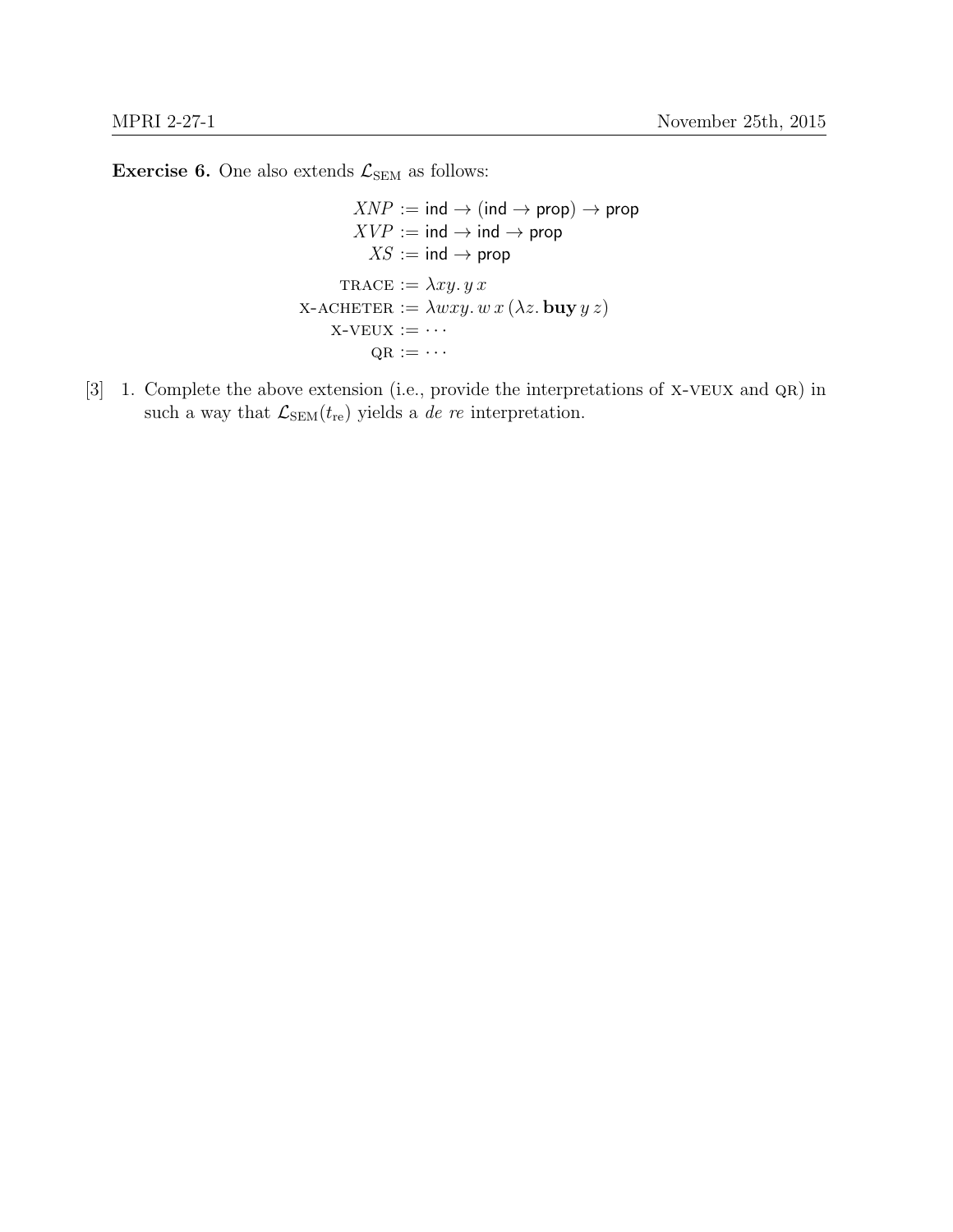**Exercise 6.** One also extends $\mathcal{L}_{\text{SEM}}$ as follows:

$$
\begin{aligned}
XNP &:= \mathsf{ind} \to (\mathsf{ind} \to \mathsf{prop}) \to \mathsf{prop} \\
XVP &:= \mathsf{ind} \to \mathsf{ind} \to \mathsf{prop} \\
XS &:= \mathsf{ind} \to \mathsf{prop} \\
\textsc{trace} &:= \lambda xy.\, y\, x \\
\textsc{x-acheter} &:= \lambda wxy.\, w\, x\, (\lambda z.\, \mathbf{buy}\, y\, z) \\
\textsc{x-veux} &:= \cdots \\
\textsc{qr} &:= \cdots
\end{aligned}
$$

[3] 1. Complete the above extension (i.e., provide the interpretations of $\textsc{x-veux}$ and $\textsc{qr}$) in such a way that $\mathcal{L}_{\text{SEM}}(t_{\text{re}})$ yields a *de re* interpretation.